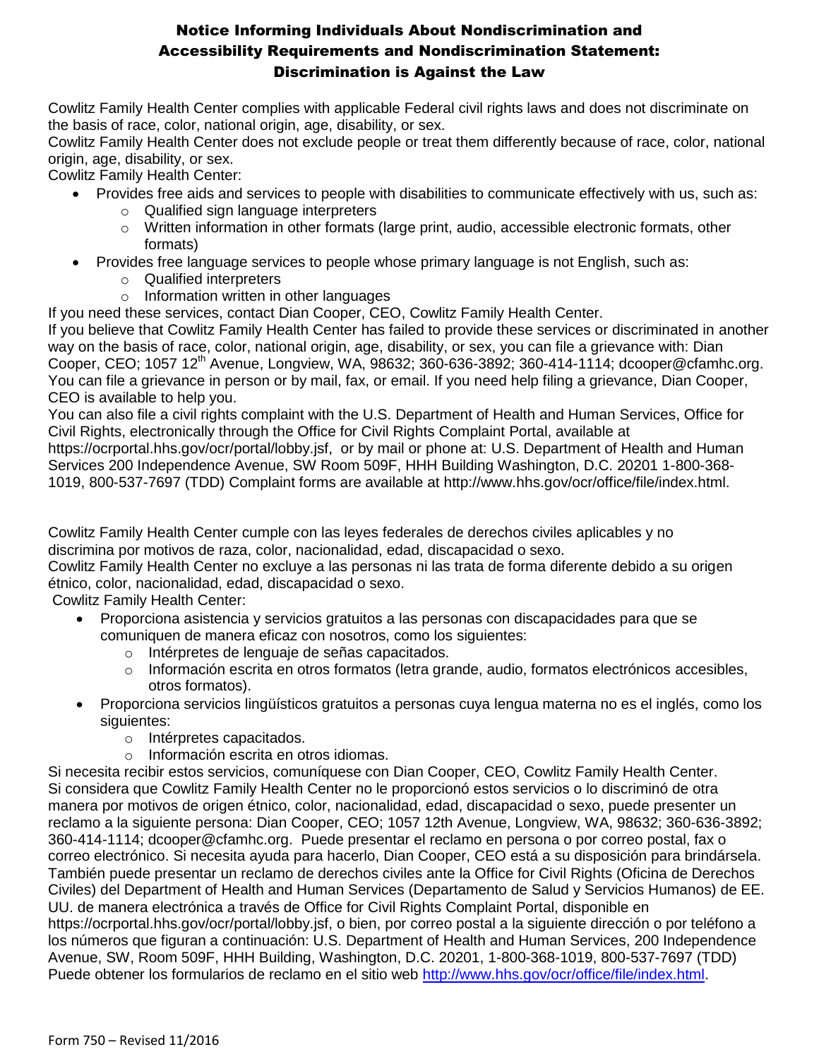# Notice Informing Individuals About Nondiscrimination and Accessibility Requirements and Nondiscrimination Statement: Discrimination is Against the Law

Cowlitz Family Health Center complies with applicable Federal civil rights laws and does not discriminate on the basis of race, color, national origin, age, disability, or sex.

Cowlitz Family Health Center does not exclude people or treat them differently because of race, color, national origin, age, disability, or sex.

Cowlitz Family Health Center:

- Provides free aids and services to people with disabilities to communicate effectively with us, such as:
  - Qualified sign language interpreters
  - Written information in other formats (large print, audio, accessible electronic formats, other formats)
- Provides free language services to people whose primary language is not English, such as:
  - Qualified interpreters
  - Information written in other languages

If you need these services, contact Dian Cooper, CEO, Cowlitz Family Health Center.

If you believe that Cowlitz Family Health Center has failed to provide these services or discriminated in another way on the basis of race, color, national origin, age, disability, or sex, you can file a grievance with: Dian Cooper, CEO; 1057 12th Avenue, Longview, WA, 98632; 360-636-3892; 360-414-1114; dcooper@cfamhc.org. You can file a grievance in person or by mail, fax, or email. If you need help filing a grievance, Dian Cooper, CEO is available to help you.

You can also file a civil rights complaint with the U.S. Department of Health and Human Services, Office for Civil Rights, electronically through the Office for Civil Rights Complaint Portal, available at https://ocrportal.hhs.gov/ocr/portal/lobby.jsf, or by mail or phone at: U.S. Department of Health and Human Services 200 Independence Avenue, SW Room 509F, HHH Building Washington, D.C. 20201 1-800-368-1019, 800-537-7697 (TDD) Complaint forms are available at http://www.hhs.gov/ocr/office/file/index.html.

Cowlitz Family Health Center cumple con las leyes federales de derechos civiles aplicables y no discrimina por motivos de raza, color, nacionalidad, edad, discapacidad o sexo.

Cowlitz Family Health Center no excluye a las personas ni las trata de forma diferente debido a su origen étnico, color, nacionalidad, edad, discapacidad o sexo.

Cowlitz Family Health Center:

- Proporciona asistencia y servicios gratuitos a las personas con discapacidades para que se comuniquen de manera eficaz con nosotros, como los siguientes:
  - Intérpretes de lenguaje de señas capacitados.
  - Información escrita en otros formatos (letra grande, audio, formatos electrónicos accesibles, otros formatos).
- Proporciona servicios lingüísticos gratuitos a personas cuya lengua materna no es el inglés, como los siguientes:
  - Intérpretes capacitados.
  - Información escrita en otros idiomas.

Si necesita recibir estos servicios, comuníquese con Dian Cooper, CEO, Cowlitz Family Health Center.

Si considera que Cowlitz Family Health Center no le proporcionó estos servicios o lo discriminó de otra manera por motivos de origen étnico, color, nacionalidad, edad, discapacidad o sexo, puede presenter un reclamo a la siguiente persona: Dian Cooper, CEO; 1057 12th Avenue, Longview, WA, 98632; 360-636-3892; 360-414-1114; dcooper@cfamhc.org. Puede presentar el reclamo en persona o por correo postal, fax o correo electrónico. Si necesita ayuda para hacerlo, Dian Cooper, CEO está a su disposición para brindársela.

También puede presentar un reclamo de derechos civiles ante la Office for Civil Rights (Oficina de Derechos Civiles) del Department of Health and Human Services (Departamento de Salud y Servicios Humanos) de EE. UU. de manera electrónica a través de Office for Civil Rights Complaint Portal, disponible en https://ocrportal.hhs.gov/ocr/portal/lobby.jsf, o bien, por correo postal a la siguiente dirección o por teléfono a los números que figuran a continuación: U.S. Department of Health and Human Services, 200 Independence Avenue, SW, Room 509F, HHH Building, Washington, D.C. 20201, 1-800-368-1019, 800-537-7697 (TDD) Puede obtener los formularios de reclamo en el sitio web http://www.hhs.gov/ocr/office/file/index.html.

Form 750 – Revised 11/2016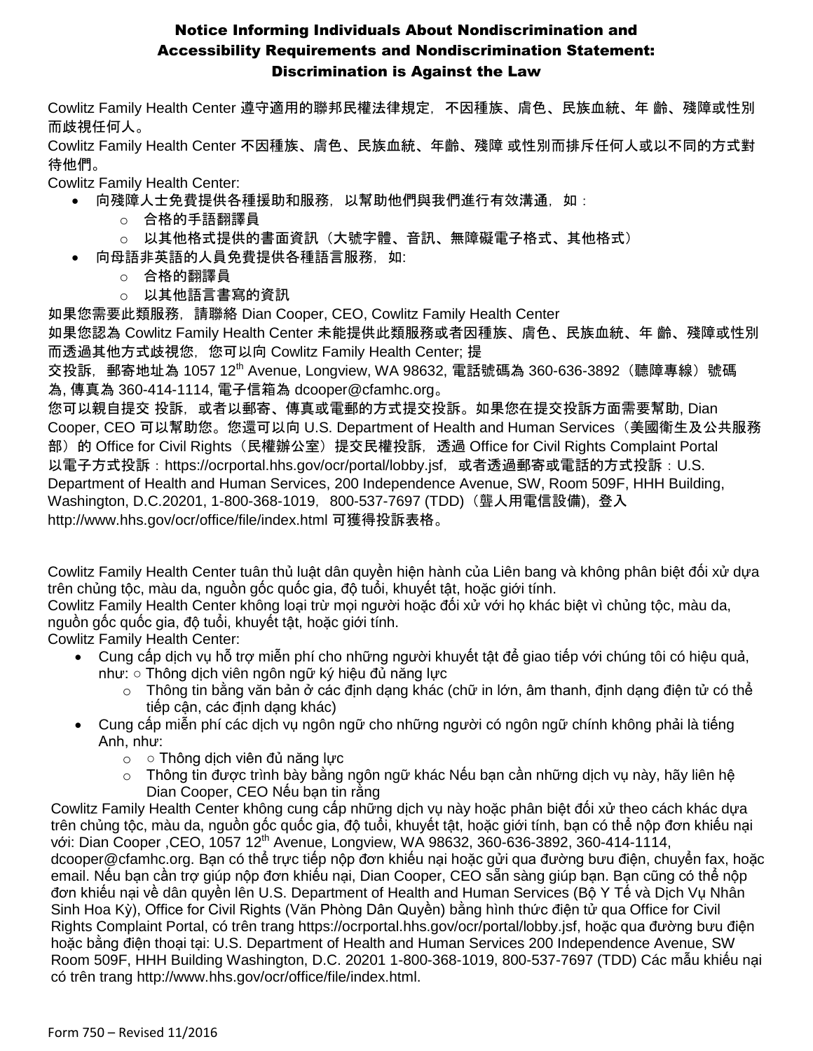## Notice Informing Individuals About Nondiscrimination and Accessibility Requirements and Nondiscrimination Statement: Discrimination is Against the Law

Cowlitz Family Health Center 遵守適用的聯邦民權法律規定，不因種族、膚色、民族血統、年 齡、殘障或性別而歧視任何人。

Cowlitz Family Health Center 不因種族、膚色、民族血統、年齡、殘障 或性別而排斥任何人或以不同的方式對待他們。

Cowlitz Family Health Center:

- 向殘障人士免費提供各種援助和服務，以幫助他們與我們進行有效溝通，如：
  - 合格的手語翻譯員
  - 以其他格式提供的書面資訊（大號字體、音訊、無障礙電子格式、其他格式）
- 向母語非英語的人員免費提供各種語言服務，如:
  - 合格的翻譯員
  - 以其他語言書寫的資訊

如果您需要此類服務，請聯絡 Dian Cooper, CEO, Cowlitz Family Health Center

如果您認為 Cowlitz Family Health Center 未能提供此類服務或者因種族、膚色、民族血統、年 齡、殘障或性別而透過其他方式歧視您，您可以向 Cowlitz Family Health Center; 提交投訴，郵寄地址為 1057 12th Avenue, Longview, WA 98632, 電話號碼為 360-636-3892（聽障專線）號碼為, 傳真為 360-414-1114, 電子信箱為 dcooper@cfamhc.org。

您可以親自提交 投訴，或者以郵寄、傳真或電郵的方式提交投訴。如果您在提交投訴方面需要幫助, Dian Cooper, CEO 可以幫助您。您還可以向 U.S. Department of Health and Human Services（美國衛生及公共服務部）的 Office for Civil Rights（民權辦公室）提交民權投訴，透過 Office for Civil Rights Complaint Portal 以電子方式投訴：https://ocrportal.hhs.gov/ocr/portal/lobby.jsf，或者透過郵寄或電話的方式投訴：U.S. Department of Health and Human Services, 200 Independence Avenue, SW, Room 509F, HHH Building, Washington, D.C.20201, 1-800-368-1019，800-537-7697 (TDD)（聾人用電信設備)，登入 http://www.hhs.gov/ocr/office/file/index.html 可獲得投訴表格。

Cowlitz Family Health Center tuân thủ luật dân quyền hiện hành của Liên bang và không phân biệt đối xử dựa trên chủng tộc, màu da, nguồn gốc quốc gia, độ tuổi, khuyết tật, hoặc giới tính.

Cowlitz Family Health Center không loại trừ mọi người hoặc đối xử với họ khác biệt vì chủng tộc, màu da, nguồn gốc quốc gia, độ tuổi, khuyết tật, hoặc giới tính.

Cowlitz Family Health Center:

- Cung cấp dịch vụ hỗ trợ miễn phí cho những người khuyết tật để giao tiếp với chúng tôi có hiệu quả, như: ○ Thông dịch viên ngôn ngữ ký hiệu đủ năng lực
  - Thông tin bằng văn bản ở các định dạng khác (chữ in lớn, âm thanh, định dạng điện tử có thể tiếp cận, các định dạng khác)
- Cung cấp miễn phí các dịch vụ ngôn ngữ cho những người có ngôn ngữ chính không phải là tiếng Anh, như:
  - ○ Thông dịch viên đủ năng lực
  - Thông tin được trình bày bằng ngôn ngữ khác Nếu bạn cần những dịch vụ này, hãy liên hệ Dian Cooper, CEO Nếu bạn tin rằng

Cowlitz Family Health Center không cung cấp những dịch vụ này hoặc phân biệt đối xử theo cách khác dựa trên chủng tộc, màu da, nguồn gốc quốc gia, độ tuổi, khuyết tật, hoặc giới tính, bạn có thể nộp đơn khiếu nại với: Dian Cooper ,CEO, 1057 12th Avenue, Longview, WA 98632, 360-636-3892, 360-414-1114, dcooper@cfamhc.org. Bạn có thể trực tiếp nộp đơn khiếu nại hoặc gửi qua đường bưu điện, chuyển fax, hoặc email. Nếu bạn cần trợ giúp nộp đơn khiếu nại, Dian Cooper, CEO sẵn sàng giúp bạn. Bạn cũng có thể nộp đơn khiếu nại về dân quyền lên U.S. Department of Health and Human Services (Bộ Y Tế và Dịch Vụ Nhân Sinh Hoa Kỳ), Office for Civil Rights (Văn Phòng Dân Quyền) bằng hình thức điện tử qua Office for Civil Rights Complaint Portal, có trên trang https://ocrportal.hhs.gov/ocr/portal/lobby.jsf, hoặc qua đường bưu điện hoặc bằng điện thoại tại: U.S. Department of Health and Human Services 200 Independence Avenue, SW Room 509F, HHH Building Washington, D.C. 20201 1-800-368-1019, 800-537-7697 (TDD) Các mẫu khiếu nại có trên trang http://www.hhs.gov/ocr/office/file/index.html.

Form 750 – Revised 11/2016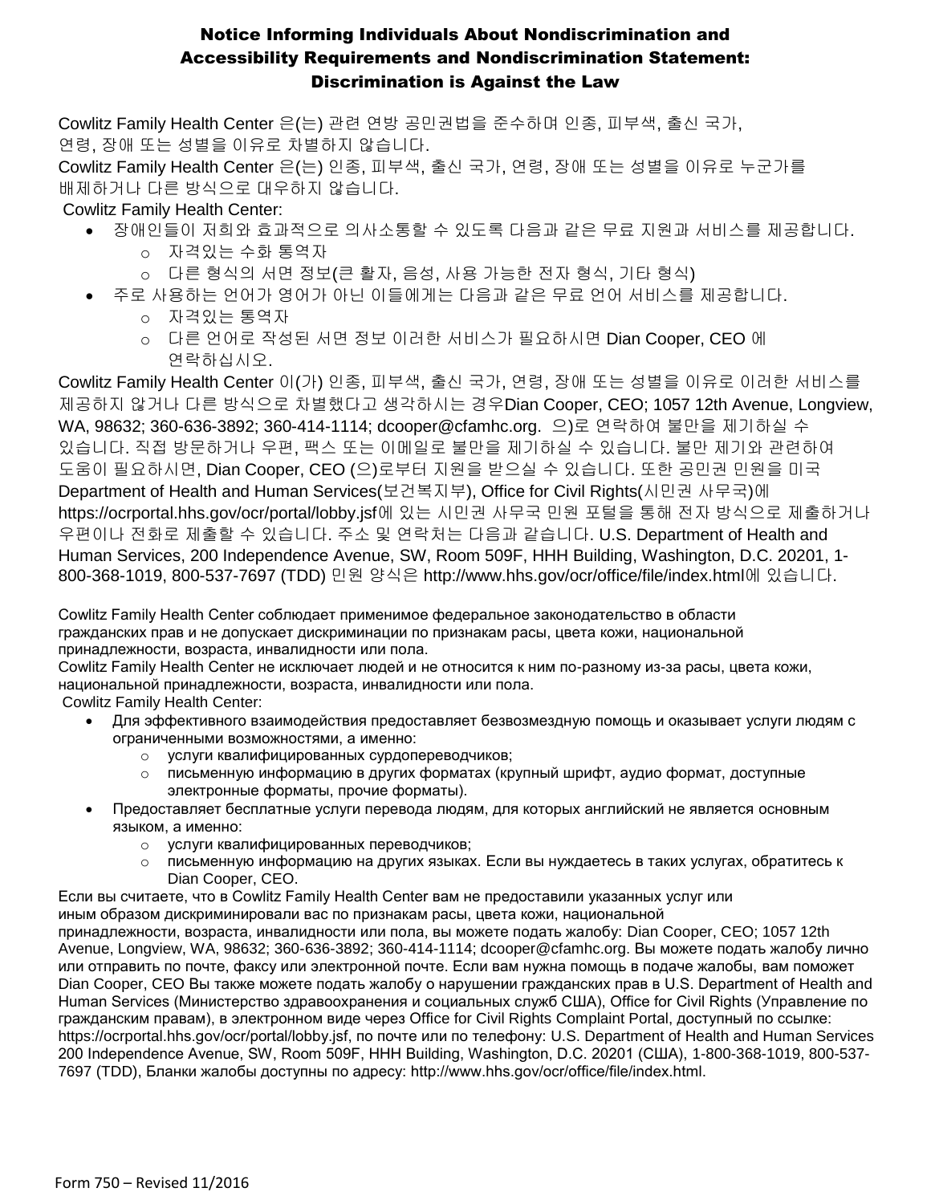# Notice Informing Individuals About Nondiscrimination and Accessibility Requirements and Nondiscrimination Statement: Discrimination is Against the Law

Cowlitz Family Health Center 은(는) 관련 연방 공민권법을 준수하며 인종, 피부색, 출신 국가, 연령, 장애 또는 성별을 이유로 차별하지 않습니다.
Cowlitz Family Health Center 은(는) 인종, 피부색, 출신 국가, 연령, 장애 또는 성별을 이유로 누군가를 배제하거나 다른 방식으로 대우하지 않습니다.
Cowlitz Family Health Center:

- 장애인들이 저희와 효과적으로 의사소통할 수 있도록 다음과 같은 무료 지원과 서비스를 제공합니다.
  - 자격있는 수화 통역자
  - 다른 형식의 서면 정보(큰 활자, 음성, 사용 가능한 전자 형식, 기타 형식)
- 주로 사용하는 언어가 영어가 아닌 이들에게는 다음과 같은 무료 언어 서비스를 제공합니다.
  - 자격있는 통역자
  - 다른 언어로 작성된 서면 정보 이러한 서비스가 필요하시면 Dian Cooper, CEO 에 연락하십시오.

Cowlitz Family Health Center 이(가) 인종, 피부색, 출신 국가, 연령, 장애 또는 성별을 이유로 이러한 서비스를 제공하지 않거나 다른 방식으로 차별했다고 생각하시는 경우Dian Cooper, CEO; 1057 12th Avenue, Longview, WA, 98632; 360-636-3892; 360-414-1114; dcooper@cfamhc.org. 으)로 연락하여 불만을 제기하실 수 있습니다. 직접 방문하거나 우편, 팩스 또는 이메일로 불만을 제기하실 수 있습니다. 불만 제기와 관련하여 도움이 필요하시면, Dian Cooper, CEO (으)로부터 지원을 받으실 수 있습니다. 또한 공민권 민원을 미국 Department of Health and Human Services(보건복지부), Office for Civil Rights(시민권 사무국)에 https://ocrportal.hhs.gov/ocr/portal/lobby.jsf에 있는 시민권 사무국 민원 포털을 통해 전자 방식으로 제출하거나 우편이나 전화로 제출할 수 있습니다. 주소 및 연락처는 다음과 같습니다. U.S. Department of Health and Human Services, 200 Independence Avenue, SW, Room 509F, HHH Building, Washington, D.C. 20201, 1-800-368-1019, 800-537-7697 (TDD) 민원 양식은 http://www.hhs.gov/ocr/office/file/index.html에 있습니다.

Cowlitz Family Health Center соблюдает применимое федеральное законодательство в области гражданских прав и не допускает дискриминации по признакам расы, цвета кожи, национальной принадлежности, возраста, инвалидности или пола.
Cowlitz Family Health Center не исключает людей и не относится к ним по-разному из-за расы, цвета кожи, национальной принадлежности, возраста, инвалидности или пола.
Cowlitz Family Health Center:

- Для эффективного взаимодействия предоставляет безвозмездную помощь и оказывает услуги людям с ограниченными возможностями, а именно:
  - услуги квалифицированных сурдопереводчиков;
  - письменную информацию в других форматах (крупный шрифт, аудио формат, доступные электронные форматы, прочие форматы).
- Предоставляет бесплатные услуги перевода людям, для которых английский не является основным языком, а именно:
  - услуги квалифицированных переводчиков;
  - письменную информацию на других языках. Если вы нуждаетесь в таких услугах, обратитесь к Dian Cooper, CEO.

Если вы считаете, что в Cowlitz Family Health Center вам не предоставили указанных услуг или иным образом дискриминировали вас по признакам расы, цвета кожи, национальной принадлежности, возраста, инвалидности или пола, вы можете подать жалобу: Dian Cooper, CEO; 1057 12th Avenue, Longview, WA, 98632; 360-636-3892; 360-414-1114; dcooper@cfamhc.org. Вы можете подать жалобу лично или отправить по почте, факсу или электронной почте. Если вам нужна помощь в подаче жалобы, вам поможет Dian Cooper, CEO Вы также можете подать жалобу о нарушении гражданских прав в U.S. Department of Health and Human Services (Министерство здравоохранения и социальных служб США), Office for Civil Rights (Управление по гражданским правам), в электронном виде через Office for Civil Rights Complaint Portal, доступный по ссылке: https://ocrportal.hhs.gov/ocr/portal/lobby.jsf, по почте или по телефону: U.S. Department of Health and Human Services 200 Independence Avenue, SW, Room 509F, HHH Building, Washington, D.C. 20201 (США), 1-800-368-1019, 800-537-7697 (TDD), Бланки жалобы доступны по адресу: http://www.hhs.gov/ocr/office/file/index.html.

Form 750 – Revised 11/2016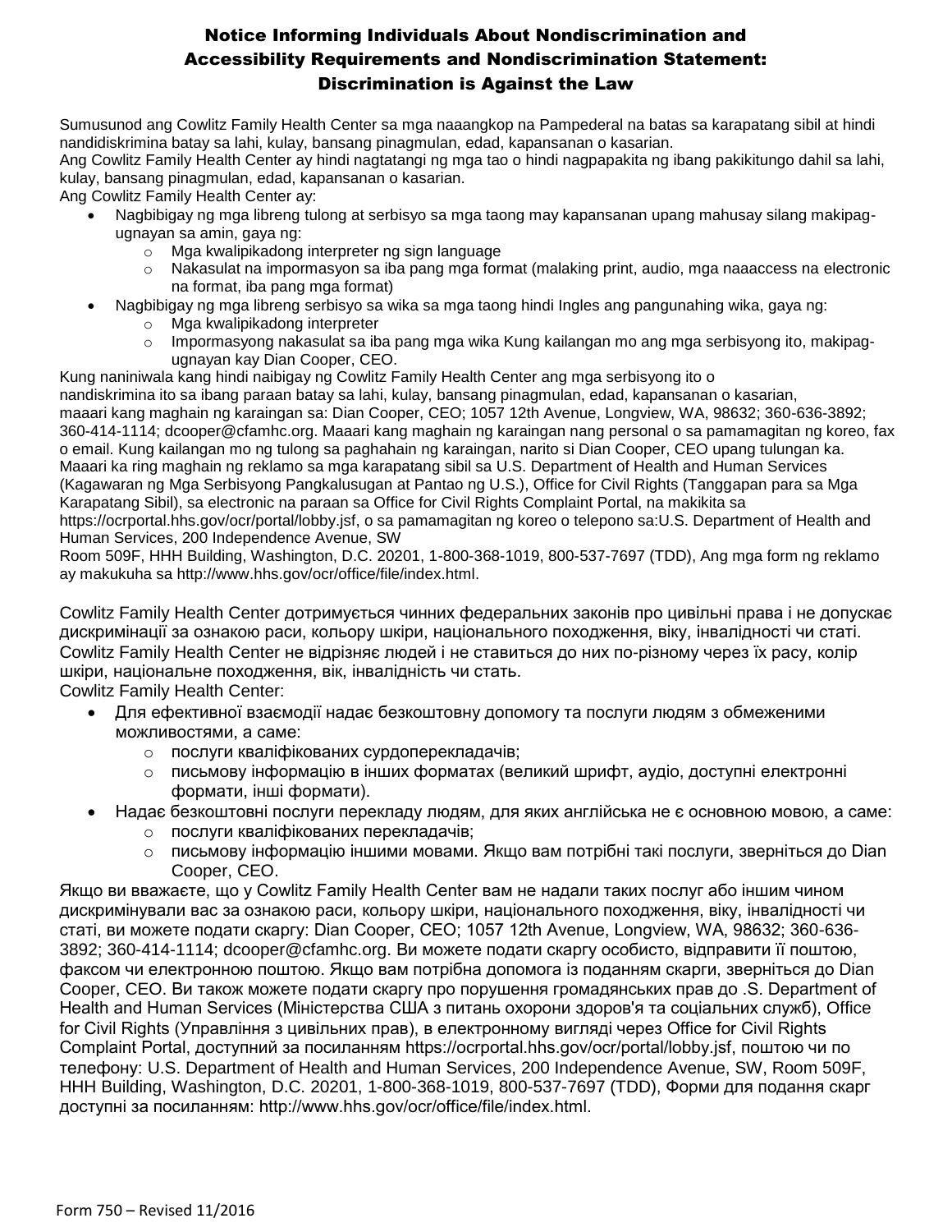# Notice Informing Individuals About Nondiscrimination and Accessibility Requirements and Nondiscrimination Statement: Discrimination is Against the Law

Sumusunod ang Cowlitz Family Health Center sa mga naaangkop na Pampederal na batas sa karapatang sibil at hindi nandidiskrimina batay sa lahi, kulay, bansang pinagmulan, edad, kapansanan o kasarian.
Ang Cowlitz Family Health Center ay hindi nagtatangi ng mga tao o hindi nagpapakita ng ibang pakikitungo dahil sa lahi, kulay, bansang pinagmulan, edad, kapansanan o kasarian.
Ang Cowlitz Family Health Center ay:

- Nagbibigay ng mga libreng tulong at serbisyo sa mga taong may kapansanan upang mahusay silang makipag-ugnayan sa amin, gaya ng:
  - Mga kwalipikadong interpreter ng sign language
  - Nakasulat na impormasyon sa iba pang mga format (malaking print, audio, mga naaaccess na electronic na format, iba pang mga format)
- Nagbibigay ng mga libreng serbisyo sa wika sa mga taong hindi Ingles ang pangunahing wika, gaya ng:
  - Mga kwalipikadong interpreter
  - Impormasyong nakasulat sa iba pang mga wika Kung kailangan mo ang mga serbisyong ito, makipag-ugnayan kay Dian Cooper, CEO.

Kung naniniwala kang hindi naibigay ng Cowlitz Family Health Center ang mga serbisyong ito o nandiskrimina ito sa ibang paraan batay sa lahi, kulay, bansang pinagmulan, edad, kapansanan o kasarian, maaari kang maghain ng karaingan sa: Dian Cooper, CEO; 1057 12th Avenue, Longview, WA, 98632; 360-636-3892; 360-414-1114; dcooper@cfamhc.org. Maaari kang maghain ng karaingan nang personal o sa pamamagitan ng koreo, fax o email. Kung kailangan mo ng tulong sa paghahain ng karaingan, narito si Dian Cooper, CEO upang tulungan ka. Maaari ka ring maghain ng reklamo sa mga karapatang sibil sa U.S. Department of Health and Human Services (Kagawaran ng Mga Serbisyong Pangkalusugan at Pantao ng U.S.), Office for Civil Rights (Tanggapan para sa Mga Karapatang Sibil), sa electronic na paraan sa Office for Civil Rights Complaint Portal, na makikita sa https://ocrportal.hhs.gov/ocr/portal/lobby.jsf, o sa pamamagitan ng koreo o telepono sa:U.S. Department of Health and Human Services, 200 Independence Avenue, SW
Room 509F, HHH Building, Washington, D.C. 20201, 1-800-368-1019, 800-537-7697 (TDD), Ang mga form ng reklamo ay makukuha sa http://www.hhs.gov/ocr/office/file/index.html.

Cowlitz Family Health Center дотримується чинних федеральних законів про цивільні права і не допускає дискримінації за ознакою раси, кольору шкіри, національного походження, віку, інвалідності чи статі. Cowlitz Family Health Center не відрізняє людей і не ставиться до них по-різному через їх расу, колір шкіри, національне походження, вік, інвалідність чи стать.
Cowlitz Family Health Center:

- Для ефективної взаємодії надає безкоштовну допомогу та послуги людям з обмеженими можливостями, а саме:
  - послуги кваліфікованих сурдоперекладачів;
  - письмову інформацію в інших форматах (великий шрифт, аудіо, доступні електронні формати, інші формати).
- Надає безкоштовні послуги перекладу людям, для яких англійська не є основною мовою, а саме:
  - послуги кваліфікованих перекладачів;
  - письмову інформацію іншими мовами. Якщо вам потрібні такі послуги, зверніться до Dian Cooper, CEO.

Якщо ви вважаєте, що у Cowlitz Family Health Center вам не надали таких послуг або іншим чином дискримінували вас за ознакою раси, кольору шкіри, національного походження, віку, інвалідності чи статі, ви можете подати скаргу: Dian Cooper, CEO; 1057 12th Avenue, Longview, WA, 98632; 360-636-3892; 360-414-1114; dcooper@cfamhc.org. Ви можете подати скаргу особисто, відправити її поштою, факсом чи електронною поштою. Якщо вам потрібна допомога із поданням скарги, зверніться до Dian Cooper, CEO. Ви також можете подати скаргу про порушення громадянських прав до .S. Department of Health and Human Services (Міністерства США з питань охорони здоров'я та соціальних служб), Office for Civil Rights (Управління з цивільних прав), в електронному вигляді через Office for Civil Rights Complaint Portal, доступний за посиланням https://ocrportal.hhs.gov/ocr/portal/lobby.jsf, поштою чи по телефону: U.S. Department of Health and Human Services, 200 Independence Avenue, SW, Room 509F, HHH Building, Washington, D.C. 20201, 1-800-368-1019, 800-537-7697 (TDD), Форми для подання скарг доступні за посиланням: http://www.hhs.gov/ocr/office/file/index.html.

Form 750 – Revised 11/2016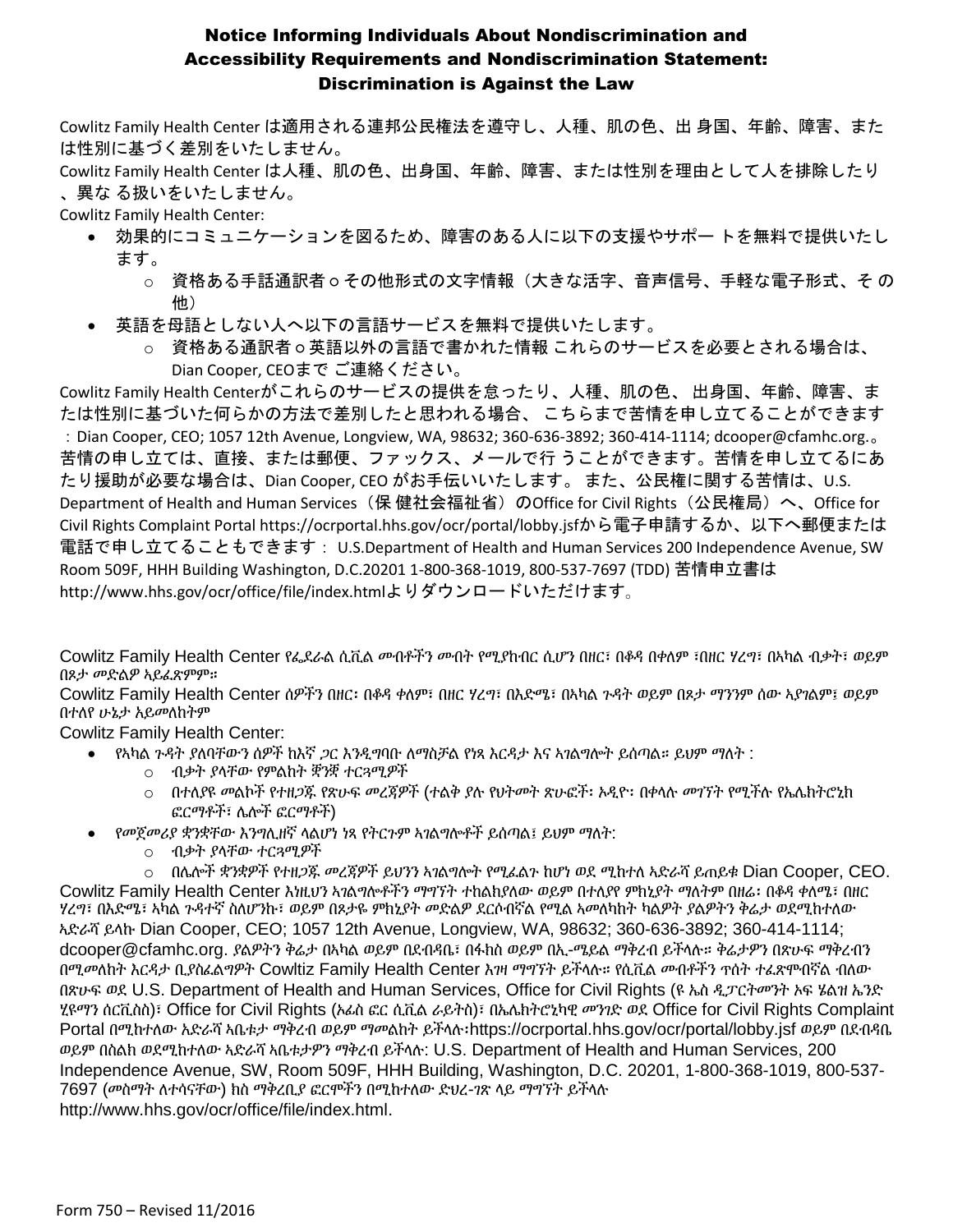## Notice Informing Individuals About Nondiscrimination and Accessibility Requirements and Nondiscrimination Statement: Discrimination is Against the Law

Cowlitz Family Health Center は適用される連邦公民権法を遵守し、人種、肌の色、出 身国、年齢、障害、または性別に基づく差別をいたしません。

Cowlitz Family Health Center は人種、肌の色、出身国、年齢、障害、または性別を理由として人を排除したり、異な る扱いをいたしません。

Cowlitz Family Health Center:

- 効果的にコミュニケーションを図るため、障害のある人に以下の支援やサポー トを無料で提供いたします。
  - 資格ある手話通訳者 ○ その他形式の文字情報（大きな活字、音声信号、手軽な電子形式、そ の他）
- 英語を母語としない人へ以下の言語サービスを無料で提供いたします。
  - 資格ある通訳者 ○ 英語以外の言語で書かれた情報 これらのサービスを必要とされる場合は、Dian Cooper, CEOまで ご連絡ください。

Cowlitz Family Health Centerがこれらのサービスの提供を怠ったり、人種、肌の色、 出身国、年齢、障害、または性別に基づいた何らかの方法で差別したと思われる場合、 こちらまで苦情を申し立てることができます：Dian Cooper, CEO; 1057 12th Avenue, Longview, WA, 98632; 360-636-3892; 360-414-1114; dcooper@cfamhc.org.。苦情の申し立ては、直接、または郵便、ファックス、メールで行 うことができます。苦情を申し立てるにあたり援助が必要な場合は、Dian Cooper, CEO がお手伝いいたします。 また、公民権に関する苦情は、U.S. Department of Health and Human Services（保 健社会福祉省）のOffice for Civil Rights（公民権局）へ、Office for Civil Rights Complaint Portal https://ocrportal.hhs.gov/ocr/portal/lobby.jsfから電子申請するか、以下へ郵便または電話で申し立てることもできます： U.S.Department of Health and Human Services 200 Independence Avenue, SW Room 509F, HHH Building Washington, D.C.20201 1-800-368-1019, 800-537-7697 (TDD) 苦情申立書は http://www.hhs.gov/ocr/office/file/index.htmlよりダウンロードいただけます。

Cowlitz Family Health Center የፌደራል ሲቪል መብቶችን መብት የሚያከብር ሲሆን በዘር፣ በቆዳ በቀለም ፣በዘር ሃረግ፣ በአካል ብቃት፣ ወይም በጾታ መድልዎ አይፈጽምም።

Cowlitz Family Health Center ሰዎችን በዘር፡ በቆዳ ቀለም፣ በዘር ሃረግ፣ በእድሜ፣ በአካል ጉዳት ወይም በጾታ ማንንም ሰው አያገልም፤ ወይም በተለየ ሁኔታ አይመለከትም

Cowlitz Family Health Center:

- የአካል ጉዳት ያለባቸውን ሰዎች ከእኛ ጋር እንዲግባቡ ለማስቻል የነጻ እርዳታ እና አገልግሎት ይሰጣል። ይህም ማለት :
  - ብቃት ያላቸው የምልክት ቋንቋ ተርጓሚዎች
  - በተለያዩ መልኮች የተዘጋጁ የጽሁፍ መረጃዎች (ተልቅ ያሉ የህትመት ጽሁፎች፡ ኦዲዮ፡ በቀላሉ መገኘት የሚችሉ የኤሌክትሮኒክ ፎርማቶች፣ ሌሎች ፎርማቶች)
- የመጀመሪያ ቋንቋቸው እንግሊዘኛ ላልሆነ ነጻ የትርጉም አገልግሎቶች ይሰጣል፤ ይህም ማለት:
  - ብቃት ያላቸው ተርጓሚዎች
  - በሌሎች ቋንቋዎች የተዘጋጁ መረጃዎች ይህንን አገልግሎት የሚፈልጉ ከሆነ ወደ ሚከተለ አድራሻ ይጠይቁ Dian Cooper, CEO.

Cowlitz Family Health Center እነዚህን አገልግሎቶችን ማግኘት ተከልክያለው ወይም በተለያየ ምክኒያት ማለትም በዘሬ፡ በቆዳ ቀለሜ፣ በዘር ሃረግ፣ በእድሜ፣ አካል ጉዳተኛ ስለሆንኩ፣ ወይም በጾታዬ ምክኒያት መድልዎ ደርሶብኛል የሚል አመለካከት ካልዎት ያልዎትን ቅሬታ ወደሚከተለው አድራሻ ይላኩ Dian Cooper, CEO; 1057 12th Avenue, Longview, WA, 98632; 360-636-3892; 360-414-1114; dcooper@cfamhc.org. ያልዎትን ቅሬታ በአካል ወይም በደብዳቤ፣ በፋክስ ወይም በኢ-ሜይል ማቅረብ ይችላሉ። ቅሬታዎን በጽሁፍ ማቅረብን በሚመለከት እርዳታ ቢያስፈልግዎት Cowltiz Family Health Center እገዛ ማግኘት ይችላሉ። የሲቪል መብቶችን ጥሰት ተፈጽሞብኛል ብለው በጽሁፍ ወደ U.S. Department of Health and Human Services, Office for Civil Rights (ዩ ኤስ ዲፓርትመንት ኦፍ ሄልዝ ኤንድ ሂዩማን ሰርቪስስ)፣ Office for Civil Rights (ኦፊስ ፎር ሲቪል ራይትስ)፣ በኤሌክትሮኒካዊ መንገድ ወደ Office for Civil Rights Complaint Portal በሚከተለው አድራሻ አቤቱታ ማቅረብ ወይም ማመልከት ይችላሉ:https://ocrportal.hhs.gov/ocr/portal/lobby.jsf ወይም በደብዳቤ ወይም በስልክ ወደሚከተለው አድራሻ አቤቱታዎን ማቅረብ ይችላሉ: U.S. Department of Health and Human Services, 200 Independence Avenue, SW, Room 509F, HHH Building, Washington, D.C. 20201, 1-800-368-1019, 800-537-7697 (መስማት ለተሳናቸው) ክስ ማቅረቢያ ፎርሞችን በሚከተለው ድህረ-ገጽ ላይ ማግኘት ይችላሉ http://www.hhs.gov/ocr/office/file/index.html.

Form 750 – Revised 11/2016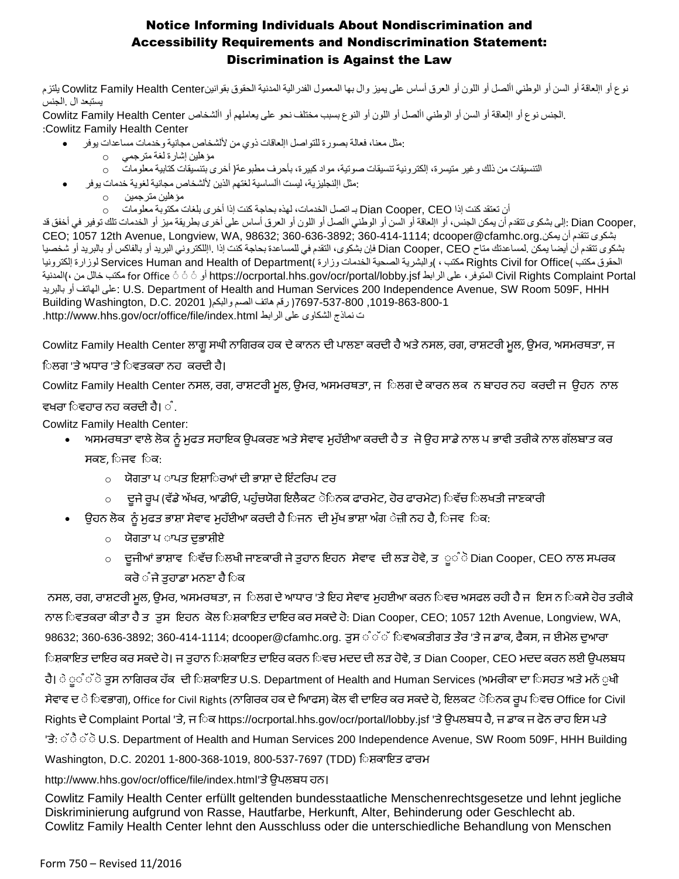# Notice Informing Individuals About Nondiscrimination and Accessibility Requirements and Nondiscrimination Statement: Discrimination is Against the Law

نوع أو الإعاقة أو السن أو الوطني األصل أو اللون أو العرق أساس على يميز وال بها المعمول الفدرالية المدنية الحقوق بقوانينCowlitz Family Health Center يلتزم يستبعد ال .الجنس

.الجنس نوع أو الإعاقة أو السن أو الوطني األصل أو اللون أو النوع بسبب مختلف نحو على يعاملهم أو األشخاص Cowlitz Family Health Center

:Cowlitz Family Health Center

- :مثل معنا، فعالة بصورة للتواصل الإعاقات ذوي من لألشخاص مجانية وخدمات مساعدات يوفر
  - مؤهلين إشارة لغة مترجمي
  - التنسيقات من ذلك وغير متيسرة، إلكترونية تنسيقات صوتية، مواد كبيرة، بأحرف مطبوعة( أخرى بتنسيقات كتابية معلومات
- :مثل اإلنجليزية، ليست األساسية لغتهم الذين لألشخاص مجانية لغوية خدمات يوفر
  - مؤهلين مترجمين
  - أن تعتقد كنت إذا Dian Cooper, CEO بـ اتصل الخدمات، لهذه بحاجة كنت إذا أخرى بلغات مكتوبة معلومات

:إلى بشكوى تتقدم أن يمكن الجنس، أو الإعاقة أو السن أو الوطني األصل أو اللون أو العرق أساس على أخرى بطريقة ميز أو الخدمات تلك توفير في أخفق قد Dian Cooper, CEO; 1057 12th Avenue, Longview, WA, 98632; 360-636-3892; 360-414-1114; dcooper@cfamhc.org.يمكن بشكوى تتقدم أن بشكوى تتقدم أن أيضا يمكن .لمساعدتك متاح Dian Cooper, CEO فإن بشكوى، التقدم في للمساعدة بحاجة كنت إذا .اإللكتروني البريد أو بالفاكس أو بالبريد أو شخصيا الحقوق مكتب Rights Civil for Office) مكتب ، (والبشرية الصحية الخدمات وزارة) Services Human and Health of Department لوزارة إلكترونيا المدنية) من خالل مكتب for Office أو https://ocrportal.hhs.gov/ocr/portal/lobby.jsf المتوفر، على الرابط Civil Rights Complaint Portal على الهاتف أو بالبريد: U.S. Department of Health and Human Services 200 Independence Avenue, SW Room 509F, HHH Building Washington, D.C. 20201 (رقم هاتف الصم والبكم 1-800-368-1019, 800-537-7697) ت نماذج الشكاوى على الرابط http://www.hhs.gov/ocr/office/file/index.html.

Cowlitz Family Health Center ਲਾਗੂ ਸਘੀ ਨਾਗਿਰਕ ਹਕ ਦੇ ਕਾਨਨ ਦੀ ਪਾਲਣਾ ਕਰਦੀ ਹੈ ਅਤੇ ਨਸਲ, ਰਗ, ਰਾਸ਼ਟਰੀ ਮੂਲ, ਉਮਰ, ਅਸਮਰਥਤਾ, ਜ ਿਲਗ 'ਤੇ ਅਧਾਰ 'ਤੇ ਿਵਤਕਰਾ ਨਹ ਕਰਦੀ ਹੈ।

Cowlitz Family Health Center ਨਸਲ, ਰਗ, ਰਾਸ਼ਟਰੀ ਮੂਲ, ਉਮਰ, ਅਸਮਰਥਤਾ, ਜ ਿਲਗ ਦੇ ਕਾਰਨ ਲਕ ਨ ਬਾਹਰ ਨਹ ਕਰਦੀ ਜ ਉਹਨ ਨਾਲ ਵਖਰਾ ਿਵਹਾਰ ਨਹ ਕਰਦੀ ਹੈ। ਂ.

Cowlitz Family Health Center:

- ਅਸਮਰਥਤਾ ਵਾਲੇ ਲੋਕ ਨੂੰ ਮੁਫਤ ਸਹਾਇਕ ਉਪਕਰਣ ਅਤੇ ਸੇਵਾਵ ਮੁਹੱਈਆ ਕਰਦੀ ਹੈ ਤ ਜੋ ਉਹ ਸਾਡੇ ਨਾਲ ਪ ਭਾਵੀ ਤਰੀਕੇ ਨਾਲ ਗੱਲਬਾਤ ਕਰ ਸਕਣ, ਿਜਵ ਿਕ:
  - ਯੋਗਤਾ ਪ ਾਪਤ ਇਸ਼ਾਿਰਆਂ ਦੀ ਭਾਸ਼ਾ ਦੇ ਇੰਟਰਿਪ ਟਰ
  - ਦੂਜੇ ਰੂਪ (ਵੱਡੇ ਅੱਖਰ, ਆਡੀਓ, ਪਹੁੰਚਯੋਗ ਇਲੈਕਟ ੋਿਨਕ ਫਾਰਮੇਟ, ਹੋਰ ਫਾਰਮੇਟ) ਿਵੱਚ ਿਲਖਤੀ ਜਾਣਕਾਰੀ
- ਉਹਨ ਲੋਕ ਨੂੰ ਮੁਫਤ ਭਾਸ਼ਾ ਸੇਵਾਵ ਮੁਹੱਈਆ ਕਰਦੀ ਹੈ ਿਜਨ ਦੀ ਮੁੱਖ ਭਾਸ਼ਾ ਅੰਗ ੇਜ਼ੀ ਨਹ ਹੈ, ਿਜਵ ਿਕ:
  - ਯੋਗਤਾ ਪ ਾਪਤ ਦੁਭਾਸ਼ੀਏ
  - ਦੂਜੀਆਂ ਭਾਸ਼ਾਵ ਿਵੱਚ ਿਲਖੀ ਜਾਣਕਾਰੀ ਜੇ ਤੁਹਾਨ ਇਹਨ ਸੇਵਾਵ ਦੀ ਲੜ ਹੋਵੇ, ਤ ੂੰ ੇ Dian Cooper, CEO ਨਾਲ ਸਪਰਕ ਕਰੋ ੰਜੇ ਤੁਹਾਡਾ ਮਨਣਾ ਹੈ ਿਕ

ਨਸਲ, ਰਗ, ਰਾਸ਼ਟਰੀ ਮੂਲ, ਉਮਰ, ਅਸਮਰਥਤਾ, ਜ ਿਲਗ ਦੇ ਆਧਾਰ 'ਤੇ ਇਹ ਸੇਵਾਵ ਮੁਹਈਆ ਕਰਨ ਿਵਚ ਅਸਫਲ ਰਹੀ ਹੈ ਜ ਇਸ ਨ ਿਕਸੇ ਹੋਰ ਤਰੀਕੇ ਨਾਲ ਿਵਤਕਰਾ ਕੀਤਾ ਹੈ ਤ ਤੁਸ ਇਹਨ ਕੋਲ ਿਸ਼ਕਾਇਤ ਦਾਇਰ ਕਰ ਸਕਦੇ ਹੋ: Dian Cooper, CEO; 1057 12th Avenue, Longview, WA, 98632; 360-636-3892; 360-414-1114; dcooper@cfamhc.org. ਤੁਸ ੰੱ ੱ ਿਵਅਕਤੀਗਤ ਤੌਰ 'ਤੇ ਜ ਡਾਕ, ਫੈਕਸ, ਜ ਈਮੇਲ ਦੁਆਰਾ ਿਸ਼ਕਾਇਤ ਦਾਇਰ ਕਰ ਸਕਦੇ ਹੋ। ਜ ਤੁਹਾਨ ਿਸ਼ਕਾਇਤ ਦਾਇਰ ਕਰਨ ਿਵਚ ਮਦਦ ਦੀ ਲੜ ਹੋਵੇ, ਤ Dian Cooper, CEO ਮਦਦ ਕਰਨ ਲਈ ਉਪਲਬਧ ਹੈ। ੇ ੂੰ ੱ ੇ ਤੁਸ ਨਾਗਿਰਕ ਹੱਕ ਦੀ ਿਸ਼ਕਾਇਤ U.S. Department of Health and Human Services (ਅਮਰੀਕਾ ਦਾ ਿਸਹਤ ਅਤੇ ਮਨੱ ੁਖੀ ਸੇਵਾਵ ਦ ੇ ਿਵਭਾਗ), Office for Civil Rights (ਨਾਗਿਰਕ ਹਕ ਦੇ ਆਿਫਸ) ਕੋਲ ਵੀ ਦਾਇਰ ਕਰ ਸਕਦੇ ਹੋ, ਇਲਕਟ ੋਿਨਕ ਰੂਪ ਿਵਚ Office for Civil Rights ਦੇ Complaint Portal 'ਤੇ, ਜ ਿਕ https://ocrportal.hhs.gov/ocr/portal/lobby.jsf 'ਤੇ ਉਪਲਬਧ ਹੈ, ਜ ਡਾਕ ਜ ਫੋਨ ਰਾਹ ਇਸ ਪਤੇ 'ਤੇ: ੱ ੈ ੱ ੇ U.S. Department of Health and Human Services 200 Independence Avenue, SW Room 509F, HHH Building Washington, D.C. 20201 1-800-368-1019, 800-537-7697 (TDD) ਿਸ਼ਕਾਇਤ ਫਾਰਮ http://www.hhs.gov/ocr/office/file/index.html'ਤੇ ਉਪਲਬਧ ਹਨ।

Cowlitz Family Health Center erfüllt geltenden bundesstaatliche Menschenrechtsgesetze und lehnt jegliche Diskriminierung aufgrund von Rasse, Hautfarbe, Herkunft, Alter, Behinderung oder Geschlecht ab. Cowlitz Family Health Center lehnt den Ausschluss oder die unterschiedliche Behandlung von Menschen

Form 750 – Revised 11/2016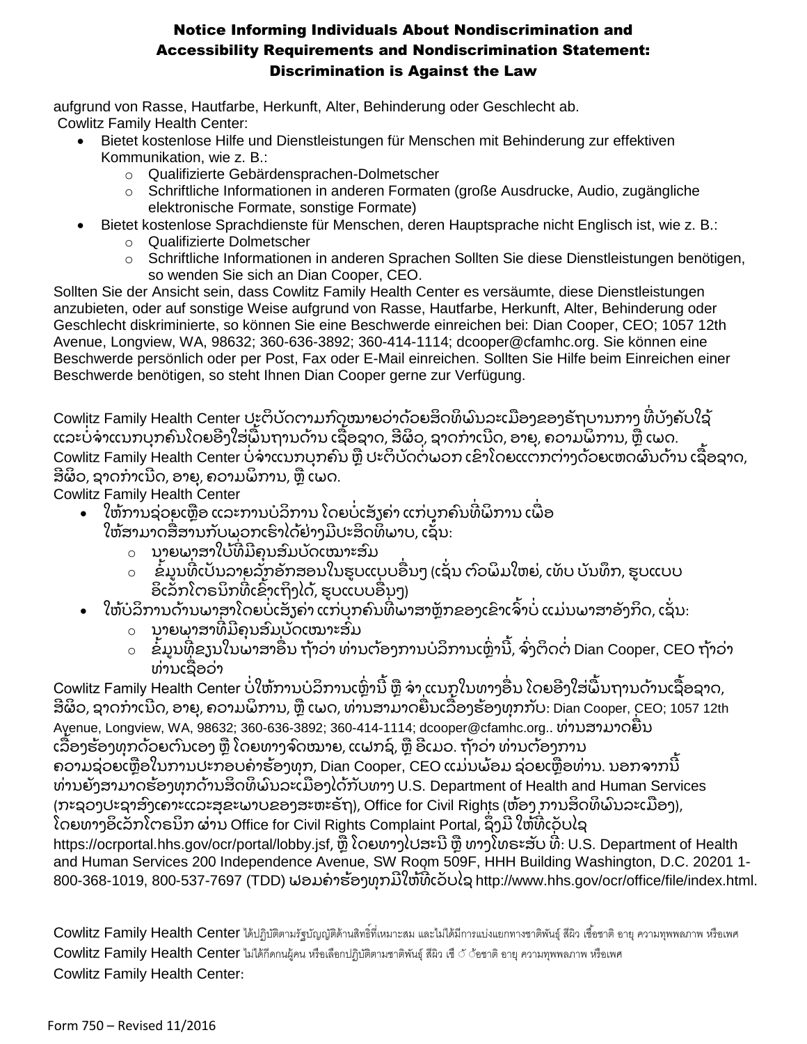# Notice Informing Individuals About Nondiscrimination and Accessibility Requirements and Nondiscrimination Statement: Discrimination is Against the Law

aufgrund von Rasse, Hautfarbe, Herkunft, Alter, Behinderung oder Geschlecht ab.
Cowlitz Family Health Center:

- Bietet kostenlose Hilfe und Dienstleistungen für Menschen mit Behinderung zur effektiven Kommunikation, wie z. B.:
  - Qualifizierte Gebärdensprachen-Dolmetscher
  - Schriftliche Informationen in anderen Formaten (große Ausdrucke, Audio, zugängliche elektronische Formate, sonstige Formate)
- Bietet kostenlose Sprachdienste für Menschen, deren Hauptsprache nicht Englisch ist, wie z. B.:
  - Qualifizierte Dolmetscher
  - Schriftliche Informationen in anderen Sprachen Sollten Sie diese Dienstleistungen benötigen, so wenden Sie sich an Dian Cooper, CEO.

Sollten Sie der Ansicht sein, dass Cowlitz Family Health Center es versäumte, diese Dienstleistungen anzubieten, oder auf sonstige Weise aufgrund von Rasse, Hautfarbe, Herkunft, Alter, Behinderung oder Geschlecht diskriminierte, so können Sie eine Beschwerde einreichen bei: Dian Cooper, CEO; 1057 12th Avenue, Longview, WA, 98632; 360-636-3892; 360-414-1114; dcooper@cfamhc.org. Sie können eine Beschwerde persönlich oder per Post, Fax oder E-Mail einreichen. Sollten Sie Hilfe beim Einreichen einer Beschwerde benötigen, so steht Ihnen Dian Cooper gerne zur Verfügung.

Cowlitz Family Health Center ປະຕິບັດຕາມກົດໝາຍວ່າດ້ວຍສິດທິພົນລະເມືອງຂອງຣັຖບານກາງ ທີ່ບັງຄັບໃຊ້ ແລະບໍ່ຈຳແນກບຸກຄົນໂດຍອີງໃສ່ພື້ນຖານດ້ານ ເຊື້ອຊາດ, ສີຜິວ, ຊາດກຳເນີດ, ອາຍຸ, ຄວາມພິການ, ຫຼື ເພດ. Cowlitz Family Health Center ບໍ່ຈຳແນກບຸກຄົນ ຫຼື ປະຕິບັດຕໍ່ພວກ ເຂົາໂດຍແຕກຕ່າງດ້ວຍເຫດຜົນດ້ານ ເຊື້ອຊາດ, ສີຜິວ, ຊາດກຳເນີດ, ອາຍຸ, ຄວາມພິການ, ຫຼື ເພດ.
Cowlitz Family Health Center

- ໃຫ້ການຊ່ວຍເຫຼືອ ແລະການບໍລິການ ໂດຍບໍ່ເສັຽຄ່າ ແກ່ບຸກຄົນທີ່ພິການ ເພື່ອ ໃຫ້ສາມາດສື່ສານກັບພວກເຮົາໄດ້ຢ່າງມີປະສິດທິພາບ, ເຊັ່ນ:
  - ນາຍພາສາໃບ້ທີ່ມີຄຸນສົມບັດເໝາະສົມ
  - ຂໍ້ມູນທີ່ເປັນລາຍລັກອັກສອນໃນຮູບແບບອື່ນໆ (ເຊັ່ນ ຕົວພິມໃຫຍ່, ເທັບ ບັນທຶກ, ຮູບແບບ ອີເລັກໂຕຣນິກທີ່ເຂົ້າເຖິງໄດ້, ຮູບແບບອື່ນໆ)
- ໃຫ້ບໍລິການດ້ານພາສາໂດຍບໍ່ເສັຽຄ່າ ແກ່ບຸກຄົນທີ່ພາສາຫຼັກຂອງເຂົາເຈົ້າບໍ່ ແມ່ນພາສາອັງກິດ, ເຊັ່ນ:
  - ນາຍພາສາທີ່ມີຄຸນສົມບັດເໝາະສົມ
  - ຂໍ້ມູນທີ່ຂຽນໃນພາສາອື່ນ ຖ້າວ່າ ທ່ານຕ້ອງການບໍລິການເຫຼົ່ານີ້, ຈົ່ງຕິດຕໍ່ Dian Cooper, CEO ຖ້າວ່າ ທ່ານເຊື່ອວ່າ

Cowlitz Family Health Center ບໍ່ໃຫ້ການບໍລິການເຫຼົ່ານີ້ ຫຼື ຈຳ ແນກໃນທາງອື່ນ ໂດຍອີງໃສ່ພື້ນຖານດ້ານເຊື້ອຊາດ, ສີຜິວ, ຊາດກຳເນີດ, ອາຍຸ, ຄວາມພິການ, ຫຼື ເພດ, ທ່ານສາມາດຍື່ນເລື່ອງຮ້ອງທຸກກັບ: Dian Cooper, CEO; 1057 12th Avenue, Longview, WA, 98632; 360-636-3892; 360-414-1114; dcooper@cfamhc.org.. ທ່ານສາມາດຍື່ນ ເລື່ອງຮ້ອງທຸກດ້ວຍຕົນເອງ ຫຼື ໂດຍທາງຈົດໝາຍ, ແຟກຊ໌, ຫຼື ອີເມວ. ຖ້າວ່າ ທ່ານຕ້ອງການ ຄວາມຊ່ວຍເຫຼືອໃນການປະກອບຄຳຮ້ອງທຸກ, Dian Cooper, CEO ແມ່ນພ້ອມ ຊ່ວຍເຫຼືອທ່ານ. ນອກຈາກນີ້ ທ່ານຍັງສາມາດຮ້ອງທຸກດ້ານສິດທິພົນລະເມືອງໄດ້ກັບທາງ U.S. Department of Health and Human Services (ກະຊວງປະຊາສົງເຄາະແລະສຸຂະພາບຂອງສະຫະຣັດ), Office for Civil Rights (ຫ້ອງ ການສິດທິພົນລະເມືອງ), ໂດຍທາງອີເລັກໂຕຣນິກ ຜ່ານ Office for Civil Rights Complaint Portal, ຊຶ່ງມີ ໃຫ້ທີ່ເວັບໄຊ https://ocrportal.hhs.gov/ocr/portal/lobby.jsf, ຫຼື ໂດຍທາງໄປສະນີ ຫຼື ທາງໂທຣະສັບ ທີ່: U.S. Department of Health and Human Services 200 Independence Avenue, SW Room 509F, HHH Building Washington, D.C. 20201 1-800-368-1019, 800-537-7697 (TDD) ພອມຄຳຮ້ອງທຸກມີໃຫ້ທີ່ເວັບໄຊ http://www.hhs.gov/ocr/office/file/index.html.

Cowlitz Family Health Center ได้ปฏิบัติตามรัฐบัญญัติด้านสิทธิ์ที่เหมาะสม และไม่ได้มีการแบ่งแยกทางชาติพันธุ์ สีผิว เชื้อชาติ อายุ ความทุพพลภาพ หรือเพศ
Cowlitz Family Health Center ไม่ได้กีดกนผู้คน หรือเลือกปฏิบัติตามชาติพันธุ์ สีผิว เชื้อชาติ อายุ ความทุพพลภาพ หรือเพศ
Cowlitz Family Health Center:

Form 750 – Revised 11/2016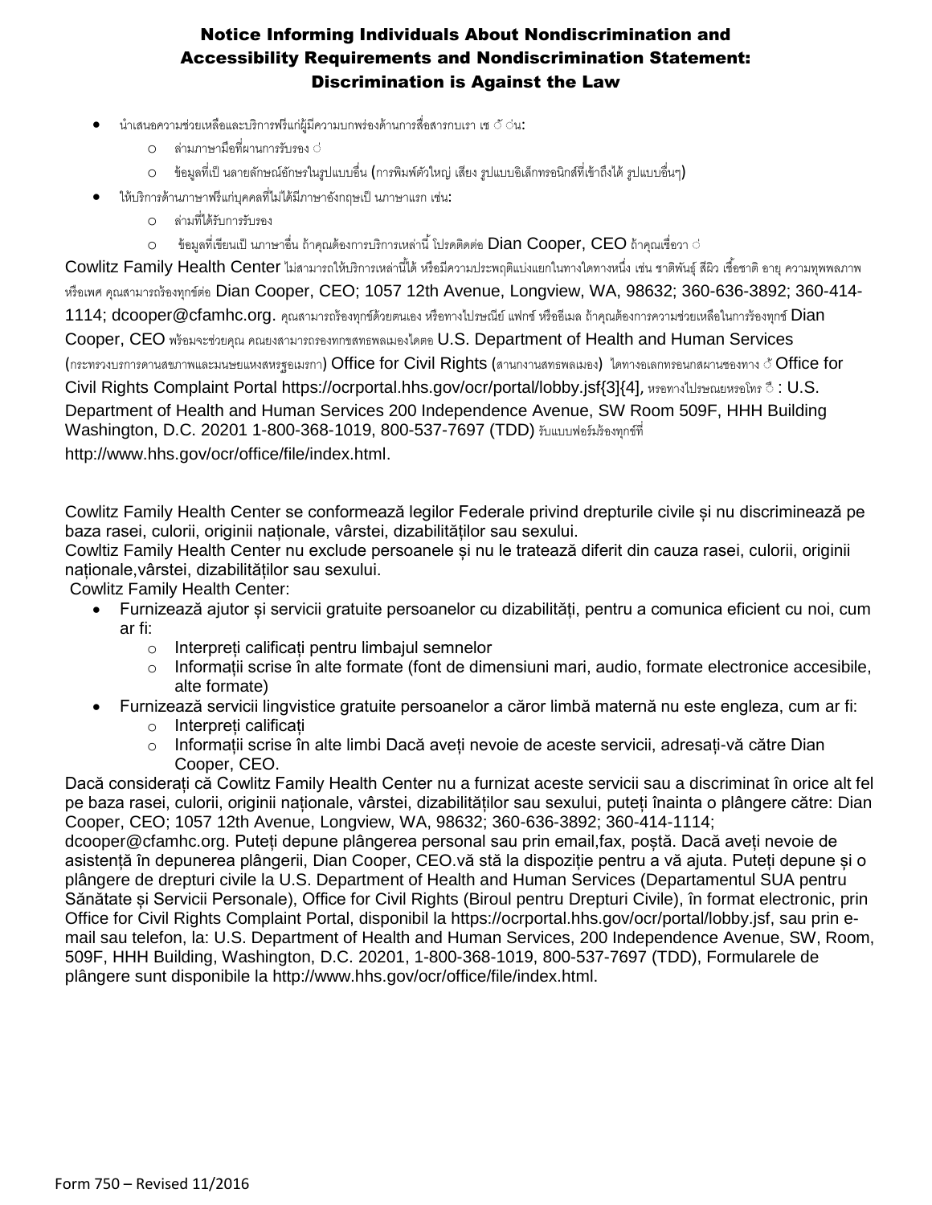## Notice Informing Individuals About Nondiscrimination and Accessibility Requirements and Nondiscrimination Statement: Discrimination is Against the Law

- นำเสนอความช่วยเหลือและบริการฟรีแก่ผู้มีความบกพร่องด้านการสื่อสารกบเรา เช ั ่น:
  - ล่ามภาษามือที่ผานการรับรอง ่
  - ข้อมูลที่เป นลายลักษณ์อักษรในรูปแบบอื่น (การพิมพ์ตัวใหญ่ เสียง รูปแบบอิเล็กทรอนิกส์ที่เข้าถึงได้ รูปแบบอื่นๆ)
- ให้บริการด้านภาษาฟรีแก่บุคคลที่ไม่ได้มีภาษาอังกฤษเป นภาษาแรก เช่น:
  - ล่ามที่ได้รับการรับรอง
  - ข้อมูลที่เขียนเป นภาษาอื่น ถ้าคุณต้องการบริการเหล่านี้ โปรดติดต่อ Dian Cooper, CEO ถ้าคุณเชื่อวา ่

Cowlitz Family Health Center ไม่สามารถให้บริการเหล่านี้ได้ หรือมีความประพฤติแบ่งแยกในทางใดทางหนึ่ง เช่น ชาติพันธุ์ สีผิว เชื้อชาติ อายุ ความทุพพลภาพ หรือเพศ คุณสามารถร้องทุกข์ต่อ Dian Cooper, CEO; 1057 12th Avenue, Longview, WA, 98632; 360-636-3892; 360-414-1114; dcooper@cfamhc.org. คุณสามารถร้องทุกข์ด้วยตนเอง หรือทางไปรษณีย์ แฟกซ์ หรืออีเมล ถ้าคุณต้องการความช่วยเหลือในการร้องทุกข์ Dian Cooper, CEO พร้อมจะช่วยคุณ คณยงสามารถรองทกขสทธพลเมองไดตอ U.S. Department of Health and Human Services (กระทรวงบรการดานสขภาพและมนษยแหงสหรฐอเมรกา) Office for Civil Rights (สานกงานสทธพลเมอง) ไดทางอเลกทรอนกสผานชองทาง ่ Office for Civil Rights Complaint Portal https://ocrportal.hhs.gov/ocr/portal/lobby.jsf{3}{4}, หรอทางไปรษณยหรอโทร ี : U.S. Department of Health and Human Services 200 Independence Avenue, SW Room 509F, HHH Building Washington, D.C. 20201 1-800-368-1019, 800-537-7697 (TDD) รับแบบฟอร์มร้องทุกข์ที่ http://www.hhs.gov/ocr/office/file/index.html.

Cowlitz Family Health Center se conformează legilor Federale privind drepturile civile și nu discriminează pe baza rasei, culorii, originii naționale, vârstei, dizabilităților sau sexului.
Cowltiz Family Health Center nu exclude persoanele și nu le tratează diferit din cauza rasei, culorii, originii naționale,vârstei, dizabilităților sau sexului.
Cowlitz Family Health Center:

- Furnizează ajutor și servicii gratuite persoanelor cu dizabilități, pentru a comunica eficient cu noi, cum ar fi:
  - Interpreți calificați pentru limbajul semnelor
  - Informații scrise în alte formate (font de dimensiuni mari, audio, formate electronice accesibile, alte formate)
- Furnizează servicii lingvistice gratuite persoanelor a căror limbă maternă nu este engleza, cum ar fi:
  - Interpreți calificați
  - Informații scrise în alte limbi Dacă aveți nevoie de aceste servicii, adresați-vă către Dian Cooper, CEO.

Dacă considerați că Cowlitz Family Health Center nu a furnizat aceste servicii sau a discriminat în orice alt fel pe baza rasei, culorii, originii naționale, vârstei, dizabilităților sau sexului, puteți înainta o plângere către: Dian Cooper, CEO; 1057 12th Avenue, Longview, WA, 98632; 360-636-3892; 360-414-1114; dcooper@cfamhc.org. Puteți depune plângerea personal sau prin email,fax, poștă. Dacă aveți nevoie de asistență în depunerea plângerii, Dian Cooper, CEO.vă stă la dispoziție pentru a vă ajuta. Puteți depune și o plângere de drepturi civile la U.S. Department of Health and Human Services (Departamentul SUA pentru Sănătate și Servicii Personale), Office for Civil Rights (Biroul pentru Drepturi Civile), în format electronic, prin Office for Civil Rights Complaint Portal, disponibil la https://ocrportal.hhs.gov/ocr/portal/lobby.jsf, sau prin e-mail sau telefon, la: U.S. Department of Health and Human Services, 200 Independence Avenue, SW, Room, 509F, HHH Building, Washington, D.C. 20201, 1-800-368-1019, 800-537-7697 (TDD), Formularele de plângere sunt disponibile la http://www.hhs.gov/ocr/office/file/index.html.

Form 750 – Revised 11/2016